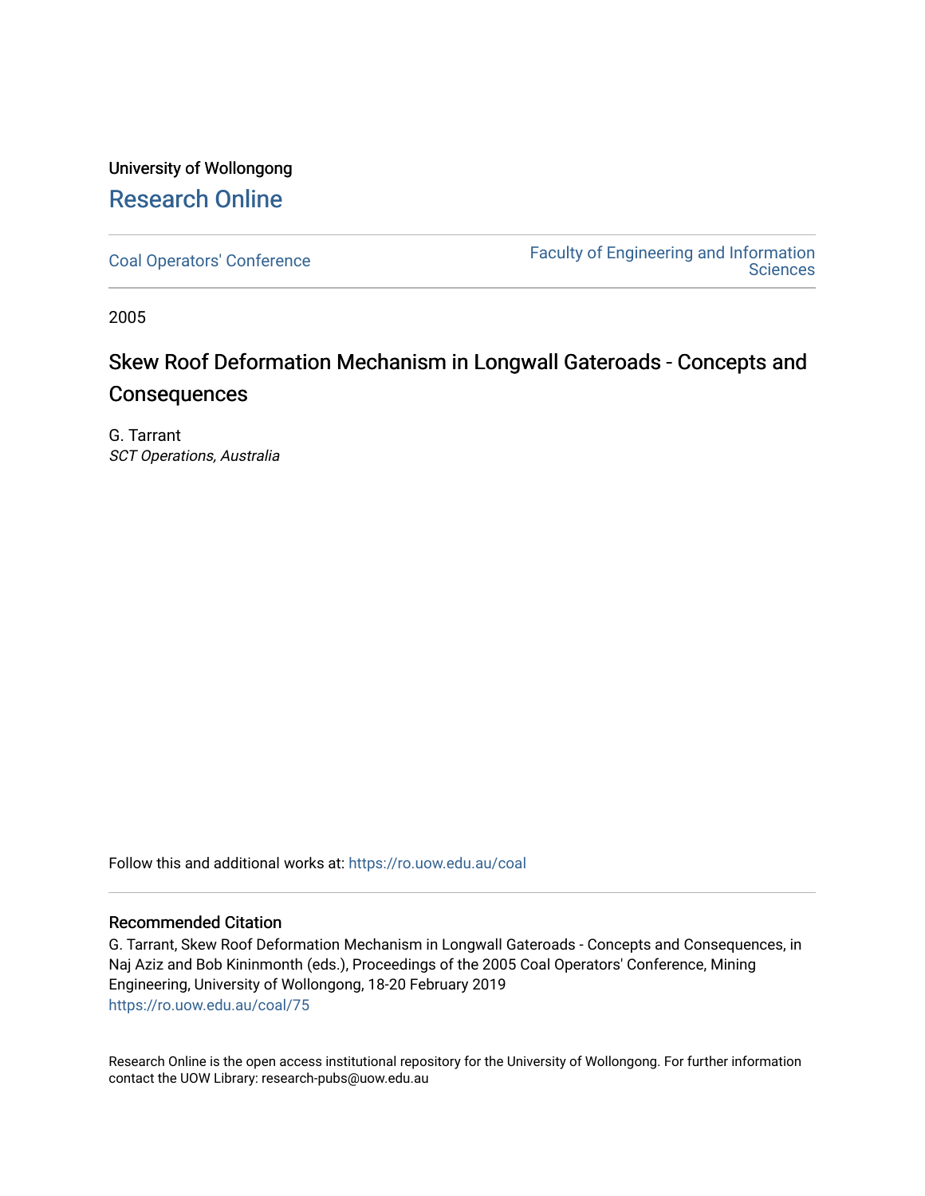University of Wollongong

Research Online

Coal Operators' Conference

Faculty of Engineering and Information Sciences

2005

# Skew Roof Deformation Mechanism in Longwall Gateroads - Concepts and Consequences

G. Tarrant

*SCT Operations, Australia*

Follow this and additional works at: https://ro.uow.edu.au/coal

## Recommended Citation

G. Tarrant, Skew Roof Deformation Mechanism in Longwall Gateroads - Concepts and Consequences, in Naj Aziz and Bob Kininmonth (eds.), Proceedings of the 2005 Coal Operators' Conference, Mining Engineering, University of Wollongong, 18-20 February 2019

https://ro.uow.edu.au/coal/75

Research Online is the open access institutional repository for the University of Wollongong. For further information contact the UOW Library: research-pubs@uow.edu.au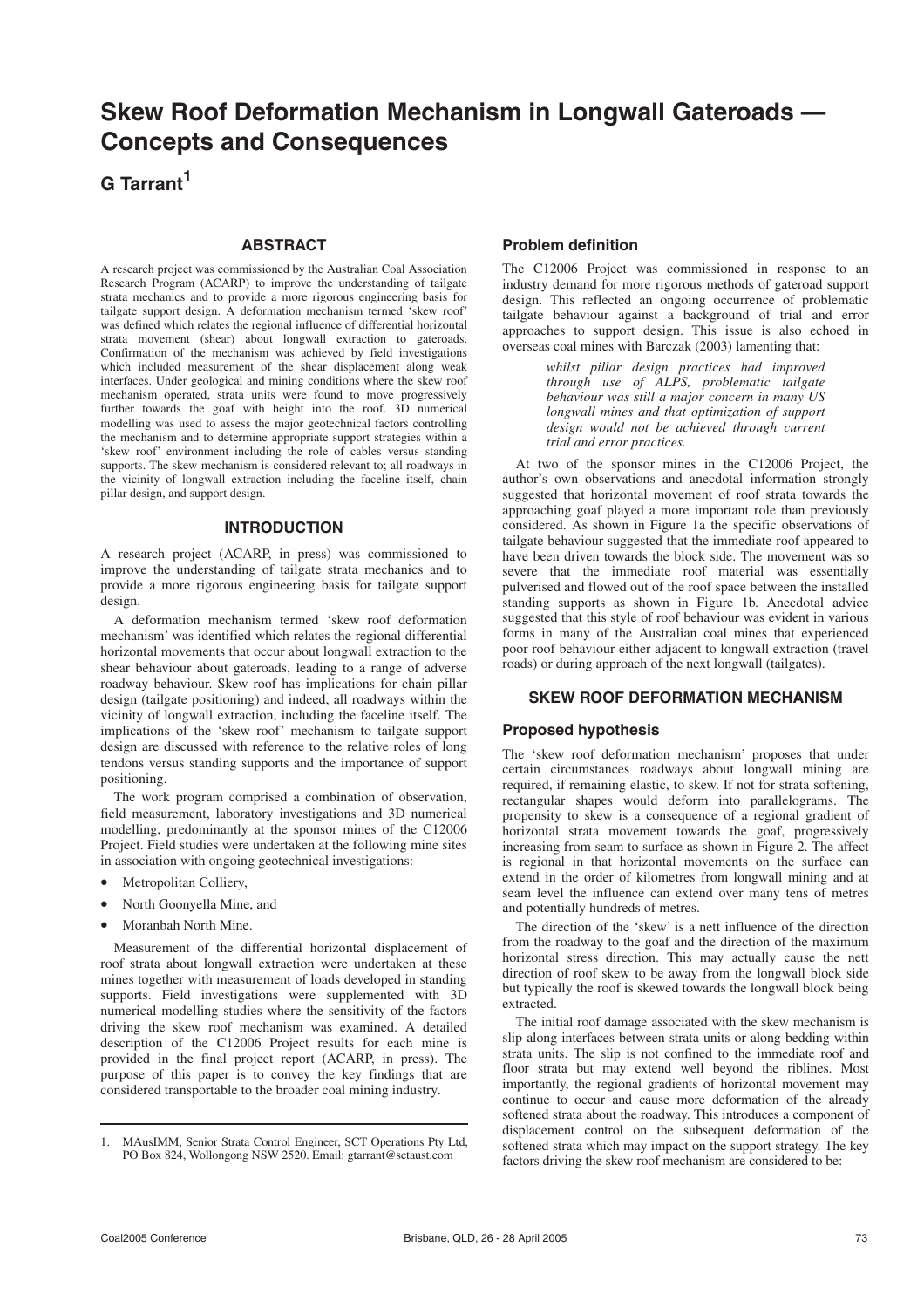# Skew Roof Deformation Mechanism in Longwall Gateroads — Concepts and Consequences

## G Tarrant[1]

### ABSTRACT

A research project was commissioned by the Australian Coal Association Research Program (ACARP) to improve the understanding of tailgate strata mechanics and to provide a more rigorous engineering basis for tailgate support design. A deformation mechanism termed 'skew roof' was defined which relates the regional influence of differential horizontal strata movement (shear) about longwall extraction to gateroads. Confirmation of the mechanism was achieved by field investigations which included measurement of the shear displacement along weak interfaces. Under geological and mining conditions where the skew roof mechanism operated, strata units were found to move progressively further towards the goaf with height into the roof. 3D numerical modelling was used to assess the major geotechnical factors controlling the mechanism and to determine appropriate support strategies within a 'skew roof' environment including the role of cables versus standing supports. The skew mechanism is considered relevant to; all roadways in the vicinity of longwall extraction including the faceline itself, chain pillar design, and support design.

### INTRODUCTION

A research project (ACARP, in press) was commissioned to improve the understanding of tailgate strata mechanics and to provide a more rigorous engineering basis for tailgate support design.

A deformation mechanism termed 'skew roof deformation mechanism' was identified which relates the regional differential horizontal movements that occur about longwall extraction to the shear behaviour about gateroads, leading to a range of adverse roadway behaviour. Skew roof has implications for chain pillar design (tailgate positioning) and indeed, all roadways within the vicinity of longwall extraction, including the faceline itself. The implications of the 'skew roof' mechanism to tailgate support design are discussed with reference to the relative roles of long tendons versus standing supports and the importance of support positioning.

The work program comprised a combination of observation, field measurement, laboratory investigations and 3D numerical modelling, predominantly at the sponsor mines of the C12006 Project. Field studies were undertaken at the following mine sites in association with ongoing geotechnical investigations:

- Metropolitan Colliery,
- North Goonyella Mine, and
- Moranbah North Mine.

Measurement of the differential horizontal displacement of roof strata about longwall extraction were undertaken at these mines together with measurement of loads developed in standing supports. Field investigations were supplemented with 3D numerical modelling studies where the sensitivity of the factors driving the skew roof mechanism was examined. A detailed description of the C12006 Project results for each mine is provided in the final project report (ACARP, in press). The purpose of this paper is to convey the key findings that are considered transportable to the broader coal mining industry.

1. MAusIMM, Senior Strata Control Engineer, SCT Operations Pty Ltd, PO Box 824, Wollongong NSW 2520. Email: gtarrant@sctaust.com

### Problem definition

The C12006 Project was commissioned in response to an industry demand for more rigorous methods of gateroad support design. This reflected an ongoing occurrence of problematic tailgate behaviour against a background of trial and error approaches to support design. This issue is also echoed in overseas coal mines with Barczak (2003) lamenting that:

> *whilst pillar design practices had improved through use of ALPS, problematic tailgate behaviour was still a major concern in many US longwall mines and that optimization of support design would not be achieved through current trial and error practices.*

At two of the sponsor mines in the C12006 Project, the author's own observations and anecdotal information strongly suggested that horizontal movement of roof strata towards the approaching goaf played a more important role than previously considered. As shown in Figure 1a the specific observations of tailgate behaviour suggested that the immediate roof appeared to have been driven towards the block side. The movement was so severe that the immediate roof material was essentially pulverised and flowed out of the roof space between the installed standing supports as shown in Figure 1b. Anecdotal advice suggested that this style of roof behaviour was evident in various forms in many of the Australian coal mines that experienced poor roof behaviour either adjacent to longwall extraction (travel roads) or during approach of the next longwall (tailgates).

### SKEW ROOF DEFORMATION MECHANISM

### Proposed hypothesis

The 'skew roof deformation mechanism' proposes that under certain circumstances roadways about longwall mining are required, if remaining elastic, to skew. If not for strata softening, rectangular shapes would deform into parallelograms. The propensity to skew is a consequence of a regional gradient of horizontal strata movement towards the goaf, progressively increasing from seam to surface as shown in Figure 2. The affect is regional in that horizontal movements on the surface can extend in the order of kilometres from longwall mining and at seam level the influence can extend over many tens of metres and potentially hundreds of metres.

The direction of the 'skew' is a nett influence of the direction from the roadway to the goaf and the direction of the maximum horizontal stress direction. This may actually cause the nett direction of roof skew to be away from the longwall block side but typically the roof is skewed towards the longwall block being extracted.

The initial roof damage associated with the skew mechanism is slip along interfaces between strata units or along bedding within strata units. The slip is not confined to the immediate roof and floor strata but may extend well beyond the riblines. Most importantly, the regional gradients of horizontal movement may continue to occur and cause more deformation of the already softened strata about the roadway. This introduces a component of displacement control on the subsequent deformation of the softened strata which may impact on the support strategy. The key factors driving the skew roof mechanism are considered to be: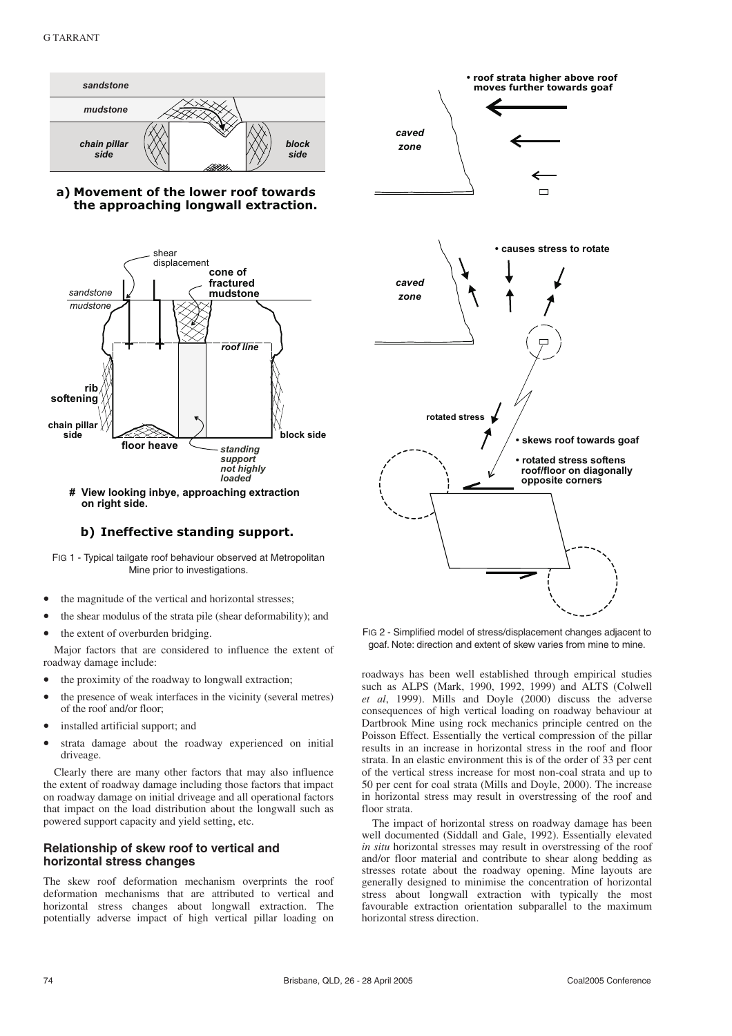FIG 1 - Typical tailgate roof behaviour observed at Metropolitan Mine prior to investigations.

FIG 2 - Simplified model of stress/displacement changes adjacent to goaf. Note: direction and extent of skew varies from mine to mine.

- the magnitude of the vertical and horizontal stresses;
- the shear modulus of the strata pile (shear deformability); and
- the extent of overburden bridging.

Major factors that are considered to influence the extent of roadway damage include:

- the proximity of the roadway to longwall extraction;
- the presence of weak interfaces in the vicinity (several metres) of the roof and/or floor;
- installed artificial support; and
- strata damage about the roadway experienced on initial driveage.

Clearly there are many other factors that may also influence the extent of roadway damage including those factors that impact on roadway damage on initial driveage and all operational factors that impact on the load distribution about the longwall such as powered support capacity and yield setting, etc.

## Relationship of skew roof to vertical and horizontal stress changes

The skew roof deformation mechanism overprints the roof deformation mechanisms that are attributed to vertical and horizontal stress changes about longwall extraction. The potentially adverse impact of high vertical pillar loading on roadways has been well established through empirical studies such as ALPS (Mark, 1990, 1992, 1999) and ALTS (Colwell *et al*, 1999). Mills and Doyle (2000) discuss the adverse consequences of high vertical loading on roadway behaviour at Dartbrook Mine using rock mechanics principle centred on the Poisson Effect. Essentially the vertical compression of the pillar results in an increase in horizontal stress in the roof and floor strata. In an elastic environment this is of the order of 33 per cent of the vertical stress increase for most non-coal strata and up to 50 per cent for coal strata (Mills and Doyle, 2000). The increase in horizontal stress may result in overstressing of the roof and floor strata.

The impact of horizontal stress on roadway damage has been well documented (Siddall and Gale, 1992). Essentially elevated *in situ* horizontal stresses may result in overstressing of the roof and/or floor material and contribute to shear along bedding as stresses rotate about the roadway opening. Mine layouts are generally designed to minimise the concentration of horizontal stress about longwall extraction with typically the most favourable extraction orientation subparallel to the maximum horizontal stress direction.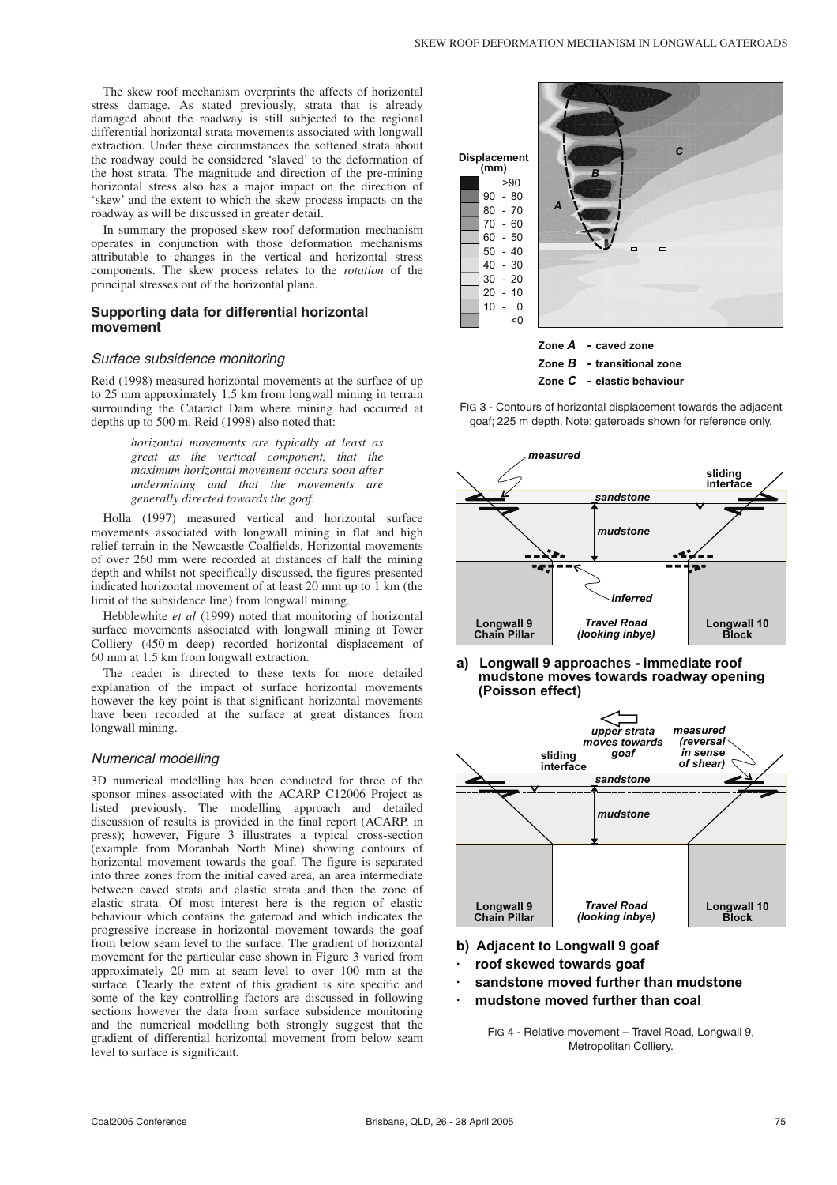The skew roof mechanism overprints the affects of horizontal stress damage. As stated previously, strata that is already damaged about the roadway is still subjected to the regional differential horizontal strata movements associated with longwall extraction. Under these circumstances the softened strata about the roadway could be considered 'slaved' to the deformation of the host strata. The magnitude and direction of the pre-mining horizontal stress also has a major impact on the direction of 'skew' and the extent to which the skew process impacts on the roadway as will be discussed in greater detail.

In summary the proposed skew roof deformation mechanism operates in conjunction with those deformation mechanisms attributable to changes in the vertical and horizontal stress components. The skew process relates to the *rotation* of the principal stresses out of the horizontal plane.

## Supporting data for differential horizontal movement

### *Surface subsidence monitoring*

Reid (1998) measured horizontal movements at the surface of up to 25 mm approximately 1.5 km from longwall mining in terrain surrounding the Cataract Dam where mining had occurred at depths up to 500 m. Reid (1998) also noted that:

> *horizontal movements are typically at least as great as the vertical component, that the maximum horizontal movement occurs soon after undermining and that the movements are generally directed towards the goaf.*

Holla (1997) measured vertical and horizontal surface movements associated with longwall mining in flat and high relief terrain in the Newcastle Coalfields. Horizontal movements of over 260 mm were recorded at distances of half the mining depth and whilst not specifically discussed, the figures presented indicated horizontal movement of at least 20 mm up to 1 km (the limit of the subsidence line) from longwall mining.

Hebblewhite *et al* (1999) noted that monitoring of horizontal surface movements associated with longwall mining at Tower Colliery (450 m deep) recorded horizontal displacement of 60 mm at 1.5 km from longwall extraction.

The reader is directed to these texts for more detailed explanation of the impact of surface horizontal movements however the key point is that significant horizontal movements have been recorded at the surface at great distances from longwall mining.

### *Numerical modelling*

3D numerical modelling has been conducted for three of the sponsor mines associated with the ACARP C12006 Project as listed previously. The modelling approach and detailed discussion of results is provided in the final report (ACARP, in press); however, Figure 3 illustrates a typical cross-section (example from Moranbah North Mine) showing contours of horizontal movement towards the goaf. The figure is separated into three zones from the initial caved area, an area intermediate between caved strata and elastic strata and then the zone of elastic strata. Of most interest here is the region of elastic behaviour which contains the gateroad and which indicates the progressive increase in horizontal movement towards the goaf from below seam level to the surface. The gradient of horizontal movement for the particular case shown in Figure 3 varied from approximately 20 mm at seam level to over 100 mm at the surface. Clearly the extent of this gradient is site specific and some of the key controlling factors are discussed in following sections however the data from surface subsidence monitoring and the numerical modelling both strongly suggest that the gradient of differential horizontal movement from below seam level to surface is significant.

FIG 3 - Contours of horizontal displacement towards the adjacent goaf; 225 m depth. Note: gateroads shown for reference only.

FIG 4 - Relative movement – Travel Road, Longwall 9, Metropolitan Colliery.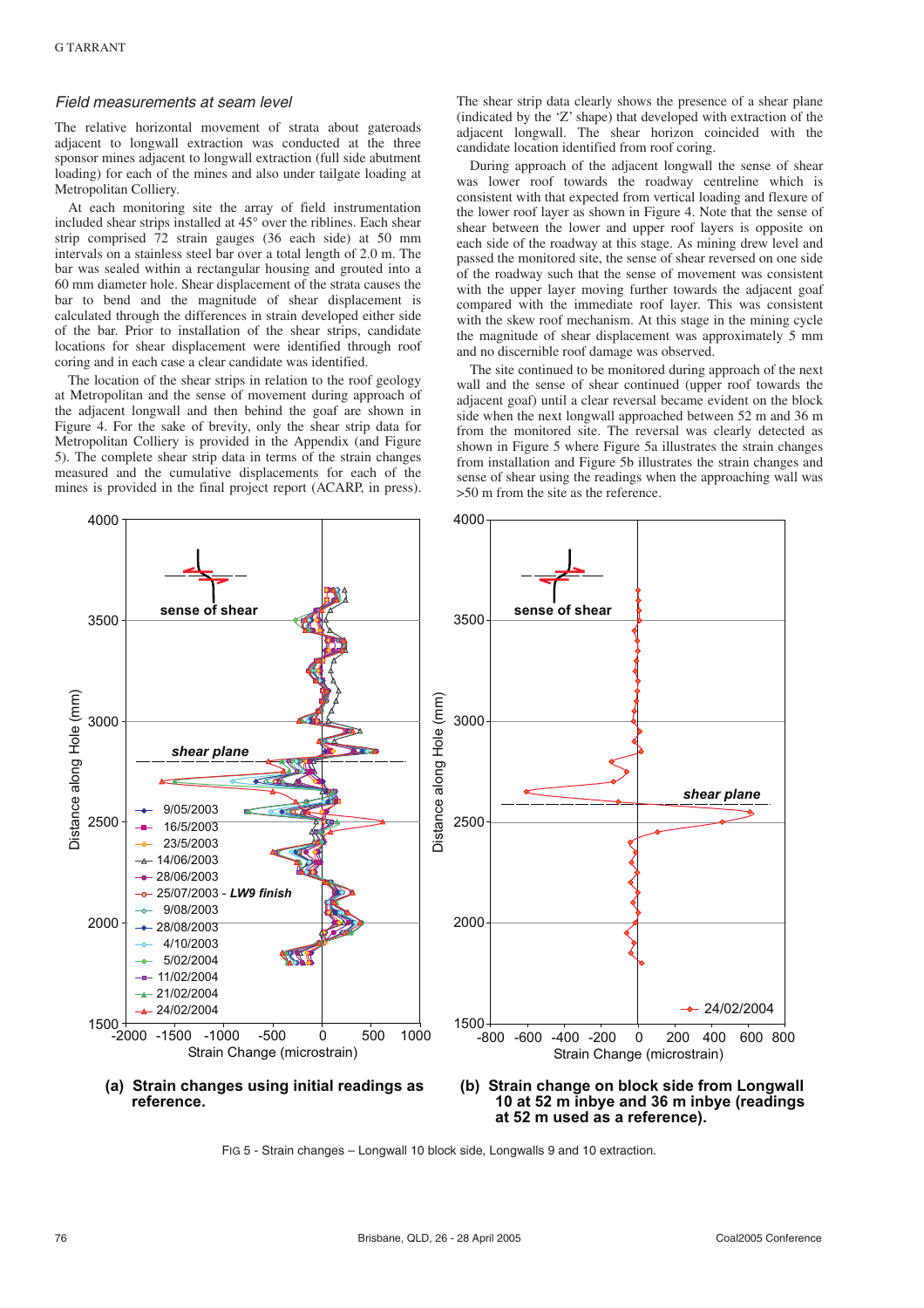### *Field measurements at seam level*

The relative horizontal movement of strata about gateroads adjacent to longwall extraction was conducted at the three sponsor mines adjacent to longwall extraction (full side abutment loading) for each of the mines and also under tailgate loading at Metropolitan Colliery.

At each monitoring site the array of field instrumentation included shear strips installed at 45° over the riblines. Each shear strip comprised 72 strain gauges (36 each side) at 50 mm intervals on a stainless steel bar over a total length of 2.0 m. The bar was sealed within a rectangular housing and grouted into a 60 mm diameter hole. Shear displacement of the strata causes the bar to bend and the magnitude of shear displacement is calculated through the differences in strain developed either side of the bar. Prior to installation of the shear strips, candidate locations for shear displacement were identified through roof coring and in each case a clear candidate was identified.

The location of the shear strips in relation to the roof geology at Metropolitan and the sense of movement during approach of the adjacent longwall and then behind the goaf are shown in Figure 4. For the sake of brevity, only the shear strip data for Metropolitan Colliery is provided in the Appendix (and Figure 5). The complete shear strip data in terms of the strain changes measured and the cumulative displacements for each of the mines is provided in the final project report (ACARP, in press).

The shear strip data clearly shows the presence of a shear plane (indicated by the 'Z' shape) that developed with extraction of the adjacent longwall. The shear horizon coincided with the candidate location identified from roof coring.

During approach of the adjacent longwall the sense of shear was lower roof towards the roadway centreline which is consistent with that expected from vertical loading and flexure of the lower roof layer as shown in Figure 4. Note that the sense of shear between the lower and upper roof layers is opposite on each side of the roadway at this stage. As mining drew level and passed the monitored site, the sense of shear reversed on one side of the roadway such that the sense of movement was consistent with the upper layer moving further towards the adjacent goaf compared with the immediate roof layer. This was consistent with the skew roof mechanism. At this stage in the mining cycle the magnitude of shear displacement was approximately 5 mm and no discernible roof damage was observed.

The site continued to be monitored during approach of the next wall and the sense of shear continued (upper roof towards the adjacent goaf) until a clear reversal became evident on the block side when the next longwall approached between 52 m and 36 m from the monitored site. The reversal was clearly detected as shown in Figure 5 where Figure 5a illustrates the strain changes from installation and Figure 5b illustrates the strain changes and sense of shear using the readings when the approaching wall was >50 m from the site as the reference.

**(a) Strain changes using initial readings as reference.**

**(b) Strain change on block side from Longwall 10 at 52 m inbye and 36 m inbye (readings at 52 m used as a reference).**

FIG 5 - Strain changes – Longwall 10 block side, Longwalls 9 and 10 extraction.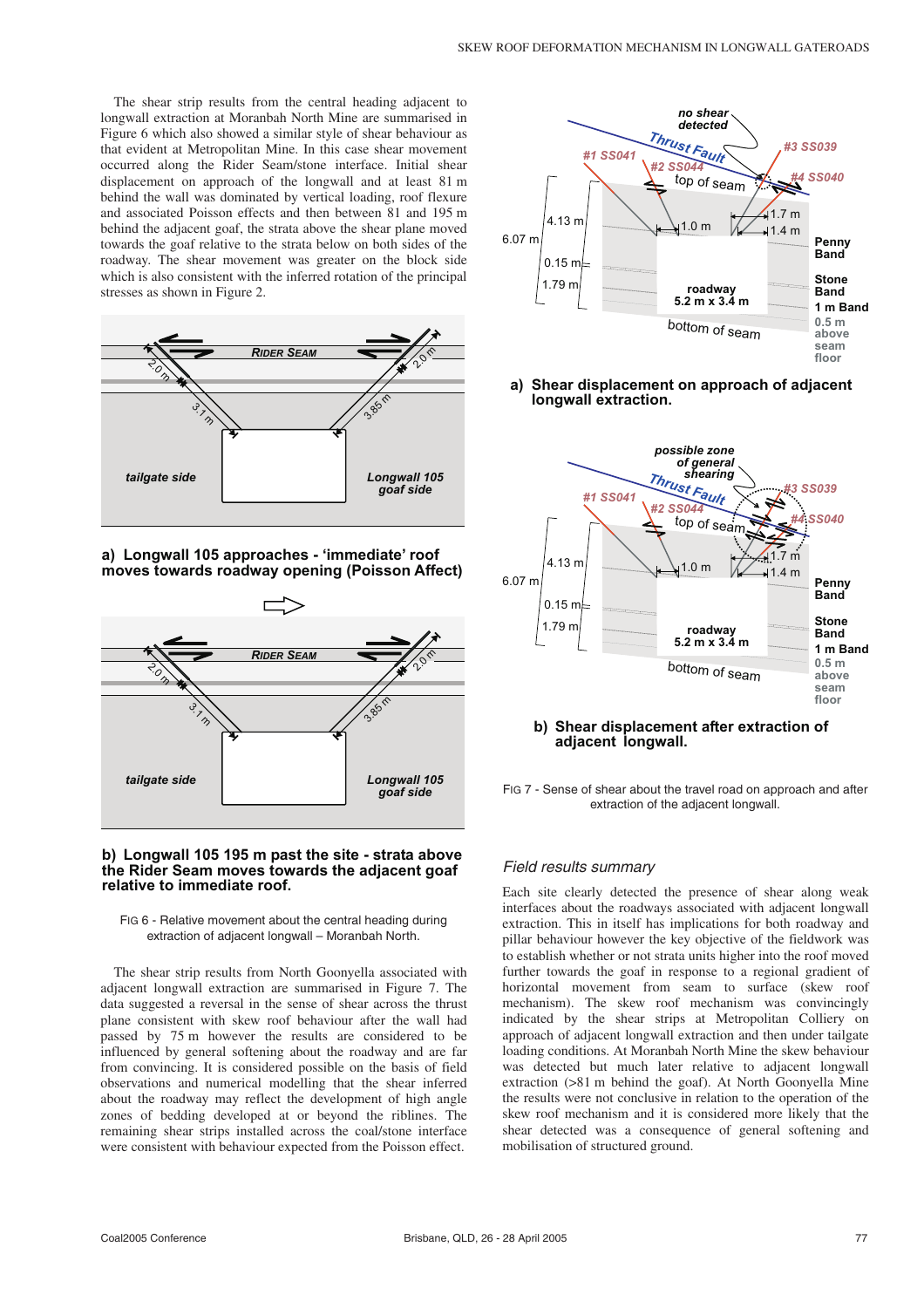The shear strip results from the central heading adjacent to longwall extraction at Moranbah North Mine are summarised in Figure 6 which also showed a similar style of shear behaviour as that evident at Metropolitan Mine. In this case shear movement occurred along the Rider Seam/stone interface. Initial shear displacement on approach of the longwall and at least 81 m behind the wall was dominated by vertical loading, roof flexure and associated Poisson effects and then between 81 and 195 m behind the adjacent goaf, the strata above the shear plane moved towards the goaf relative to the strata below on both sides of the roadway. The shear movement was greater on the block side which is also consistent with the inferred rotation of the principal stresses as shown in Figure 2.

**a) Longwall 105 approaches - 'immediate' roof moves towards roadway opening (Poisson Affect)**

**b) Longwall 105 195 m past the site - strata above the Rider Seam moves towards the adjacent goaf relative to immediate roof.**

FIG 6 - Relative movement about the central heading during extraction of adjacent longwall – Moranbah North.

The shear strip results from North Goonyella associated with adjacent longwall extraction are summarised in Figure 7. The data suggested a reversal in the sense of shear across the thrust plane consistent with skew roof behaviour after the wall had passed by 75 m however the results are considered to be influenced by general softening about the roadway and are far from convincing. It is considered possible on the basis of field observations and numerical modelling that the shear inferred about the roadway may reflect the development of high angle zones of bedding developed at or beyond the riblines. The remaining shear strips installed across the coal/stone interface were consistent with behaviour expected from the Poisson effect.

**a) Shear displacement on approach of adjacent longwall extraction.**

**b) Shear displacement after extraction of adjacent longwall.**

FIG 7 - Sense of shear about the travel road on approach and after extraction of the adjacent longwall.

## *Field results summary*

Each site clearly detected the presence of shear along weak interfaces about the roadways associated with adjacent longwall extraction. This in itself has implications for both roadway and pillar behaviour however the key objective of the fieldwork was to establish whether or not strata units higher into the roof moved further towards the goaf in response to a regional gradient of horizontal movement from seam to surface (skew roof mechanism). The skew roof mechanism was convincingly indicated by the shear strips at Metropolitan Colliery on approach of adjacent longwall extraction and then under tailgate loading conditions. At Moranbah North Mine the skew behaviour was detected but much later relative to adjacent longwall extraction (>81 m behind the goaf). At North Goonyella Mine the results were not conclusive in relation to the operation of the skew roof mechanism and it is considered more likely that the shear detected was a consequence of general softening and mobilisation of structured ground.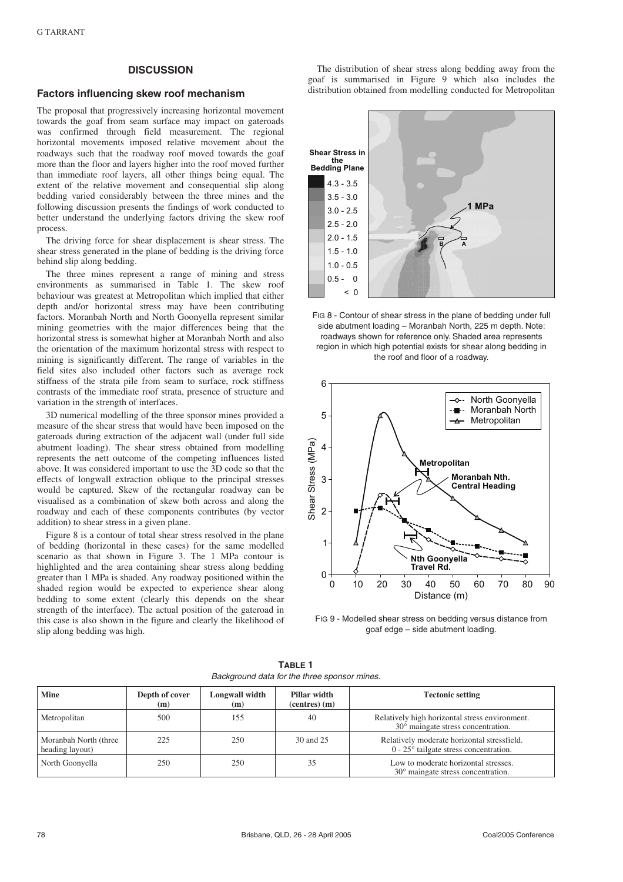## DISCUSSION

### Factors influencing skew roof mechanism

The proposal that progressively increasing horizontal movement towards the goaf from seam surface may impact on gateroads was confirmed through field measurement. The regional horizontal movements imposed relative movement about the roadways such that the roadway roof moved towards the goaf more than the floor and layers higher into the roof moved further than immediate roof layers, all other things being equal. The extent of the relative movement and consequential slip along bedding varied considerably between the three mines and the following discussion presents the findings of work conducted to better understand the underlying factors driving the skew roof process.

The driving force for shear displacement is shear stress. The shear stress generated in the plane of bedding is the driving force behind slip along bedding.

The three mines represent a range of mining and stress environments as summarised in Table 1. The skew roof behaviour was greatest at Metropolitan which implied that either depth and/or horizontal stress may have been contributing factors. Moranbah North and North Goonyella represent similar mining geometries with the major differences being that the horizontal stress is somewhat higher at Moranbah North and also the orientation of the maximum horizontal stress with respect to mining is significantly different. The range of variables in the field sites also included other factors such as average rock stiffness of the strata pile from seam to surface, rock stiffness contrasts of the immediate roof strata, presence of structure and variation in the strength of interfaces.

3D numerical modelling of the three sponsor mines provided a measure of the shear stress that would have been imposed on the gateroads during extraction of the adjacent wall (under full side abutment loading). The shear stress obtained from modelling represents the nett outcome of the competing influences listed above. It was considered important to use the 3D code so that the effects of longwall extraction oblique to the principal stresses would be captured. Skew of the rectangular roadway can be visualised as a combination of skew both across and along the roadway and each of these components contributes (by vector addition) to shear stress in a given plane.

Figure 8 is a contour of total shear stress resolved in the plane of bedding (horizontal in these cases) for the same modelled scenario as that shown in Figure 3. The 1 MPa contour is highlighted and the area containing shear stress along bedding greater than 1 MPa is shaded. Any roadway positioned within the shaded region would be expected to experience shear along bedding to some extent (clearly this depends on the shear strength of the interface). The actual position of the gateroad in this case is also shown in the figure and clearly the likelihood of slip along bedding was high.

The distribution of shear stress along bedding away from the goaf is summarised in Figure 9 which also includes the distribution obtained from modelling conducted for Metropolitan

FIG 8 - Contour of shear stress in the plane of bedding under full side abutment loading – Moranbah North, 225 m depth. Note: roadways shown for reference only. Shaded area represents region in which high potential exists for shear along bedding in the roof and floor of a roadway.

FIG 9 - Modelled shear stress on bedding versus distance from goaf edge – side abutment loading.

**TABLE 1**
*Background data for the three sponsor mines.*

| Mine | Depth of cover (m) | Longwall width (m) | Pillar width (centres) (m) | Tectonic setting |
|---|---|---|---|---|
| Metropolitan | 500 | 155 | 40 | Relatively high horizontal stress environment. 30° maingate stress concentration. |
| Moranbah North (three heading layout) | 225 | 250 | 30 and 25 | Relatively moderate horizontal stressfield. 0 - 25° tailgate stress concentration. |
| North Goonyella | 250 | 250 | 35 | Low to moderate horizontal stresses. 30° maingate stress concentration. |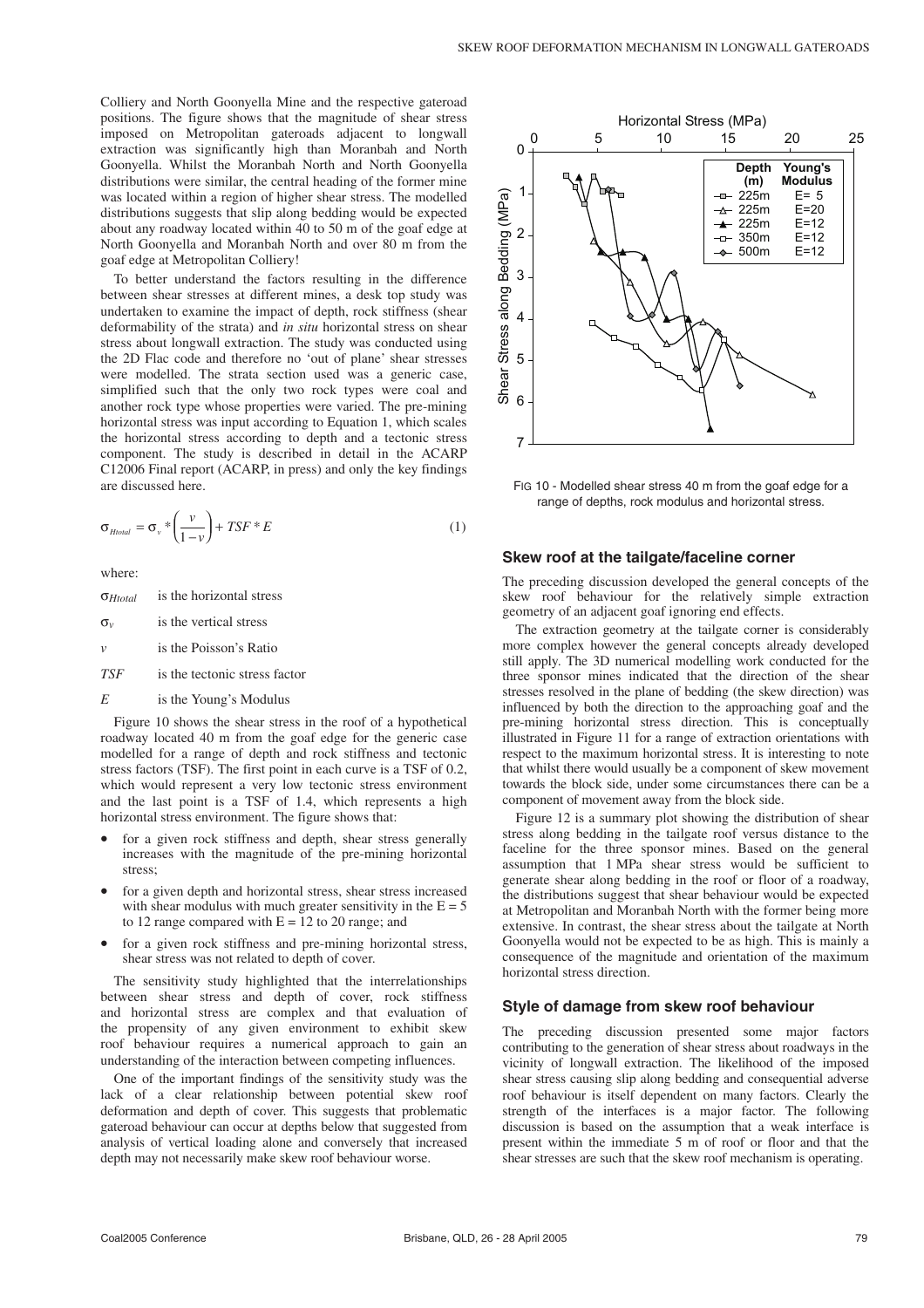Colliery and North Goonyella Mine and the respective gateroad positions. The figure shows that the magnitude of shear stress imposed on Metropolitan gateroads adjacent to longwall extraction was significantly high than Moranbah and North Goonyella. Whilst the Moranbah North and North Goonyella distributions were similar, the central heading of the former mine was located within a region of higher shear stress. The modelled distributions suggests that slip along bedding would be expected about any roadway located within 40 to 50 m of the goaf edge at North Goonyella and Moranbah North and over 80 m from the goaf edge at Metropolitan Colliery!

To better understand the factors resulting in the difference between shear stresses at different mines, a desk top study was undertaken to examine the impact of depth, rock stiffness (shear deformability of the strata) and *in situ* horizontal stress on shear stress about longwall extraction. The study was conducted using the 2D Flac code and therefore no 'out of plane' shear stresses were modelled. The strata section used was a generic case, simplified such that the only two rock types were coal and another rock type whose properties were varied. The pre-mining horizontal stress was input according to Equation 1, which scales the horizontal stress according to depth and a tectonic stress component. The study is described in detail in the ACARP C12006 Final report (ACARP, in press) and only the key findings are discussed here.

$$\sigma_{Htotal} = \sigma_v * \left(\frac{v}{1-v}\right) + TSF * E \qquad (1)$$

where:

$\sigma_{Htotal}$ is the horizontal stress

$\sigma_v$ is the vertical stress

$v$ is the Poisson's Ratio

$TSF$ is the tectonic stress factor

$E$ is the Young's Modulus

Figure 10 shows the shear stress in the roof of a hypothetical roadway located 40 m from the goaf edge for the generic case modelled for a range of depth and rock stiffness and tectonic stress factors (TSF). The first point in each curve is a TSF of 0.2, which would represent a very low tectonic stress environment and the last point is a TSF of 1.4, which represents a high horizontal stress environment. The figure shows that:

- for a given rock stiffness and depth, shear stress generally increases with the magnitude of the pre-mining horizontal stress;
- for a given depth and horizontal stress, shear stress increased with shear modulus with much greater sensitivity in the E = 5 to 12 range compared with E = 12 to 20 range; and
- for a given rock stiffness and pre-mining horizontal stress, shear stress was not related to depth of cover.

The sensitivity study highlighted that the interrelationships between shear stress and depth of cover, rock stiffness and horizontal stress are complex and that evaluation of the propensity of any given environment to exhibit skew roof behaviour requires a numerical approach to gain an understanding of the interaction between competing influences.

One of the important findings of the sensitivity study was the lack of a clear relationship between potential skew roof deformation and depth of cover. This suggests that problematic gateroad behaviour can occur at depths below that suggested from analysis of vertical loading alone and conversely that increased depth may not necessarily make skew roof behaviour worse.

FIG 10 - Modelled shear stress 40 m from the goaf edge for a range of depths, rock modulus and horizontal stress.

## Skew roof at the tailgate/faceline corner

The preceding discussion developed the general concepts of the skew roof behaviour for the relatively simple extraction geometry of an adjacent goaf ignoring end effects.

The extraction geometry at the tailgate corner is considerably more complex however the general concepts already developed still apply. The 3D numerical modelling work conducted for the three sponsor mines indicated that the direction of the shear stresses resolved in the plane of bedding (the skew direction) was influenced by both the direction to the approaching goaf and the pre-mining horizontal stress direction. This is conceptually illustrated in Figure 11 for a range of extraction orientations with respect to the maximum horizontal stress. It is interesting to note that whilst there would usually be a component of skew movement towards the block side, under some circumstances there can be a component of movement away from the block side.

Figure 12 is a summary plot showing the distribution of shear stress along bedding in the tailgate roof versus distance to the faceline for the three sponsor mines. Based on the general assumption that 1 MPa shear stress would be sufficient to generate shear along bedding in the roof or floor of a roadway, the distributions suggest that shear behaviour would be expected at Metropolitan and Moranbah North with the former being more extensive. In contrast, the shear stress about the tailgate at North Goonyella would not be expected to be as high. This is mainly a consequence of the magnitude and orientation of the maximum horizontal stress direction.

## Style of damage from skew roof behaviour

The preceding discussion presented some major factors contributing to the generation of shear stress about roadways in the vicinity of longwall extraction. The likelihood of the imposed shear stress causing slip along bedding and consequential adverse roof behaviour is itself dependent on many factors. Clearly the strength of the interfaces is a major factor. The following discussion is based on the assumption that a weak interface is present within the immediate 5 m of roof or floor and that the shear stresses are such that the skew roof mechanism is operating.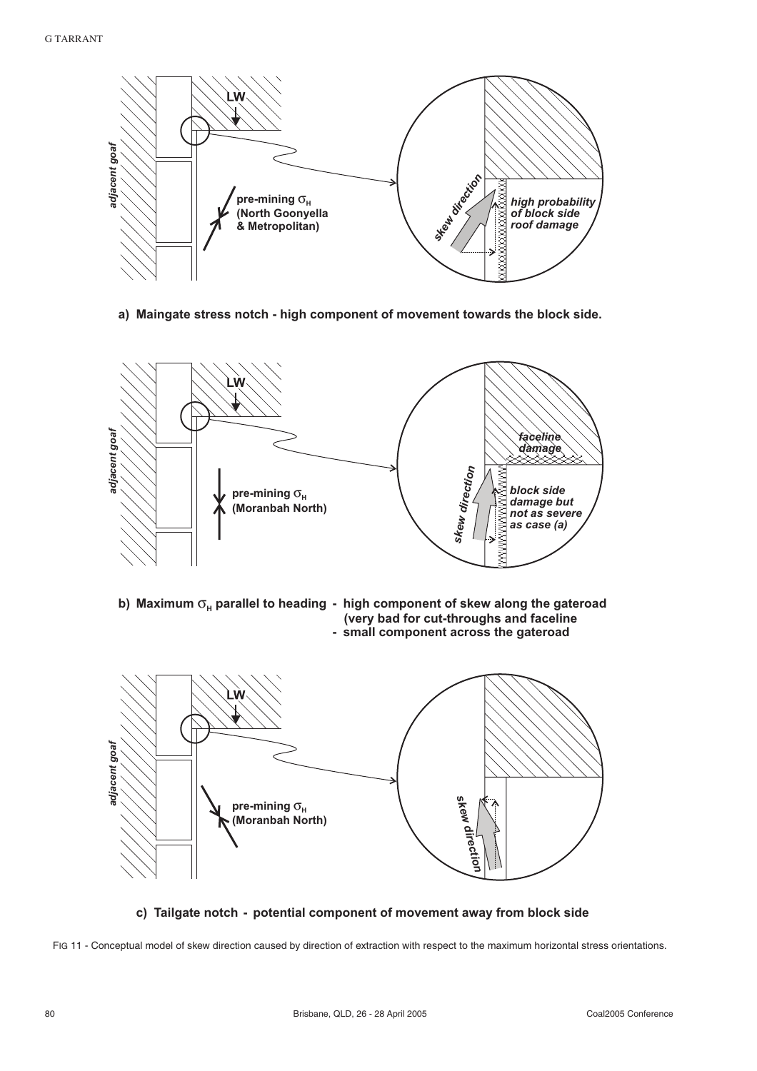a) Maingate stress notch - high component of movement towards the block side.

b) Maximum $\sigma_H$ parallel to heading - high component of skew along the gateroad (very bad for cut-throughs and faceline - small component across the gateroad

c) Tailgate notch - potential component of movement away from block side

FIG 11 - Conceptual model of skew direction caused by direction of extraction with respect to the maximum horizontal stress orientations.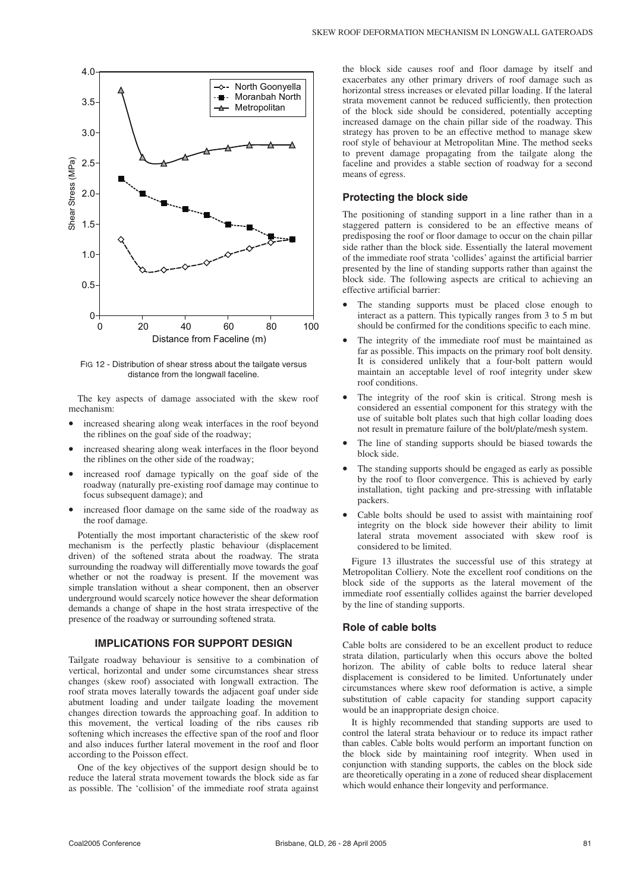FIG 12 - Distribution of shear stress about the tailgate versus distance from the longwall faceline.

The key aspects of damage associated with the skew roof mechanism:

- increased shearing along weak interfaces in the roof beyond the riblines on the goaf side of the roadway;
- increased shearing along weak interfaces in the floor beyond the riblines on the other side of the roadway;
- increased roof damage typically on the goaf side of the roadway (naturally pre-existing roof damage may continue to focus subsequent damage); and
- increased floor damage on the same side of the roadway as the roof damage.

Potentially the most important characteristic of the skew roof mechanism is the perfectly plastic behaviour (displacement driven) of the softened strata about the roadway. The strata surrounding the roadway will differentially move towards the goaf whether or not the roadway is present. If the movement was simple translation without a shear component, then an observer underground would scarcely notice however the shear deformation demands a change of shape in the host strata irrespective of the presence of the roadway or surrounding softened strata.

## IMPLICATIONS FOR SUPPORT DESIGN

Tailgate roadway behaviour is sensitive to a combination of vertical, horizontal and under some circumstances shear stress changes (skew roof) associated with longwall extraction. The roof strata moves laterally towards the adjacent goaf under side abutment loading and under tailgate loading the movement changes direction towards the approaching goaf. In addition to this movement, the vertical loading of the ribs causes rib softening which increases the effective span of the roof and floor and also induces further lateral movement in the roof and floor according to the Poisson effect.

One of the key objectives of the support design should be to reduce the lateral strata movement towards the block side as far as possible. The 'collision' of the immediate roof strata against the block side causes roof and floor damage by itself and exacerbates any other primary drivers of roof damage such as horizontal stress increases or elevated pillar loading. If the lateral strata movement cannot be reduced sufficiently, then protection of the block side should be considered, potentially accepting increased damage on the chain pillar side of the roadway. This strategy has proven to be an effective method to manage skew roof style of behaviour at Metropolitan Mine. The method seeks to prevent damage propagating from the tailgate along the faceline and provides a stable section of roadway for a second means of egress.

### Protecting the block side

The positioning of standing support in a line rather than in a staggered pattern is considered to be an effective means of predisposing the roof or floor damage to occur on the chain pillar side rather than the block side. Essentially the lateral movement of the immediate roof strata 'collides' against the artificial barrier presented by the line of standing supports rather than against the block side. The following aspects are critical to achieving an effective artificial barrier:

- The standing supports must be placed close enough to interact as a pattern. This typically ranges from 3 to 5 m but should be confirmed for the conditions specific to each mine.
- The integrity of the immediate roof must be maintained as far as possible. This impacts on the primary roof bolt density. It is considered unlikely that a four-bolt pattern would maintain an acceptable level of roof integrity under skew roof conditions.
- The integrity of the roof skin is critical. Strong mesh is considered an essential component for this strategy with the use of suitable bolt plates such that high collar loading does not result in premature failure of the bolt/plate/mesh system.
- The line of standing supports should be biased towards the block side.
- The standing supports should be engaged as early as possible by the roof to floor convergence. This is achieved by early installation, tight packing and pre-stressing with inflatable packers.
- Cable bolts should be used to assist with maintaining roof integrity on the block side however their ability to limit lateral strata movement associated with skew roof is considered to be limited.

Figure 13 illustrates the successful use of this strategy at Metropolitan Colliery. Note the excellent roof conditions on the block side of the supports as the lateral movement of the immediate roof essentially collides against the barrier developed by the line of standing supports.

### Role of cable bolts

Cable bolts are considered to be an excellent product to reduce strata dilation, particularly when this occurs above the bolted horizon. The ability of cable bolts to reduce lateral shear displacement is considered to be limited. Unfortunately under circumstances where skew roof deformation is active, a simple substitution of cable capacity for standing support capacity would be an inappropriate design choice.

It is highly recommended that standing supports are used to control the lateral strata behaviour or to reduce its impact rather than cables. Cable bolts would perform an important function on the block side by maintaining roof integrity. When used in conjunction with standing supports, the cables on the block side are theoretically operating in a zone of reduced shear displacement which would enhance their longevity and performance.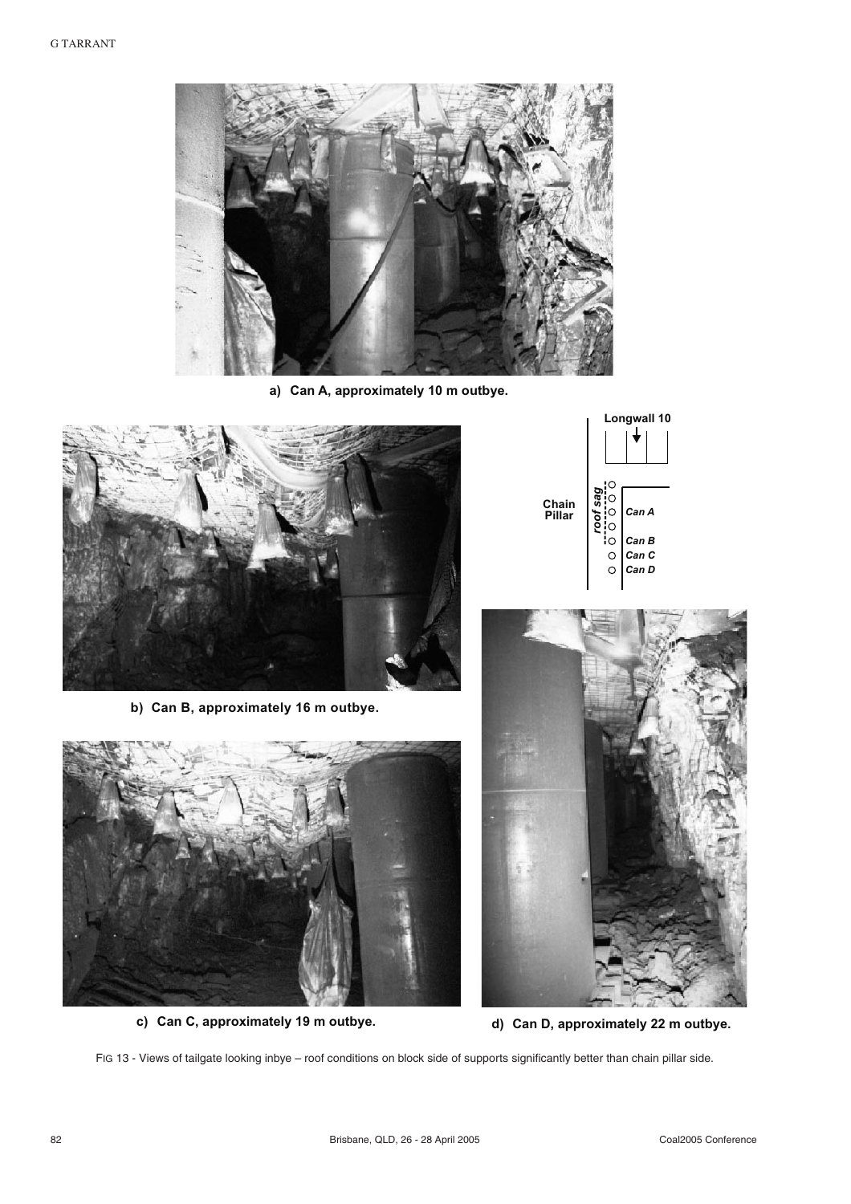a) Can A, approximately 10 m outbye.

b) Can B, approximately 16 m outbye.

c) Can C, approximately 19 m outbye.

d) Can D, approximately 22 m outbye.

Fig 13 - Views of tailgate looking inbye – roof conditions on block side of supports significantly better than chain pillar side.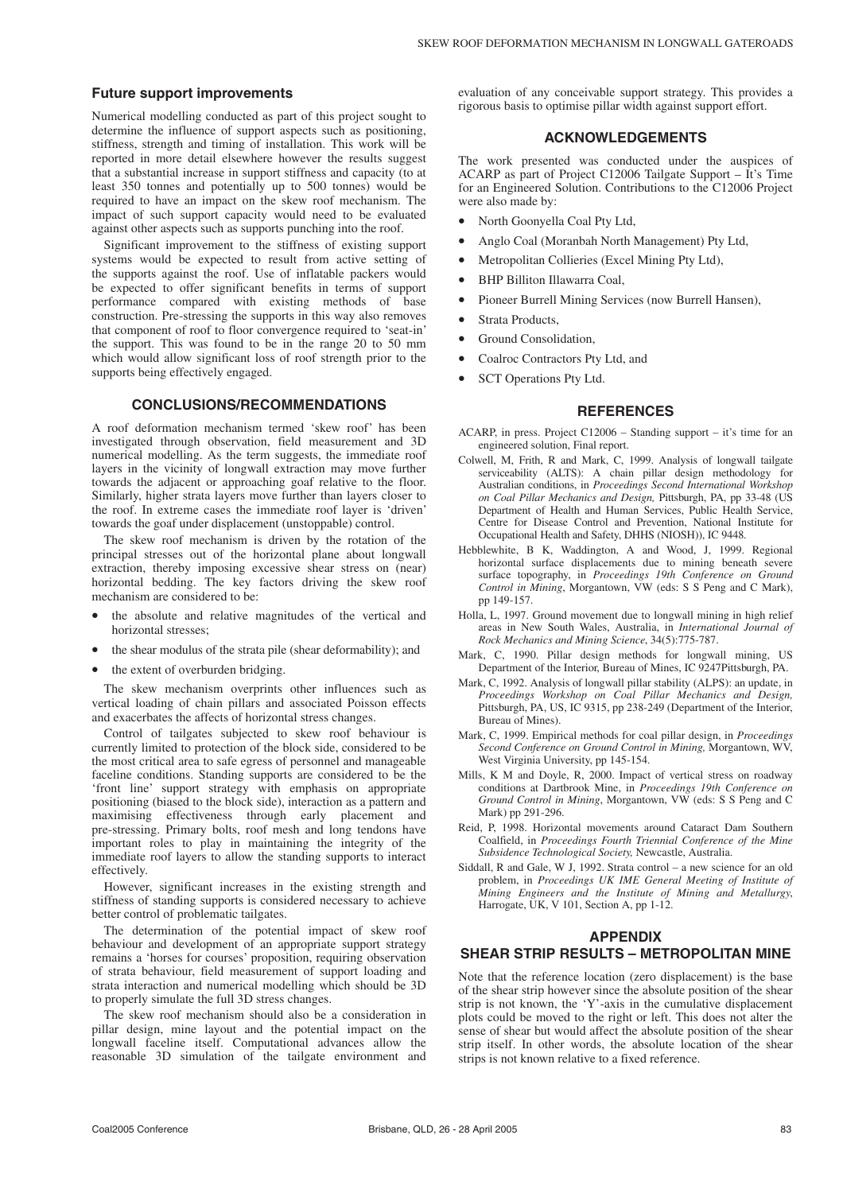## Future support improvements

Numerical modelling conducted as part of this project sought to determine the influence of support aspects such as positioning, stiffness, strength and timing of installation. This work will be reported in more detail elsewhere however the results suggest that a substantial increase in support stiffness and capacity (to at least 350 tonnes and potentially up to 500 tonnes) would be required to have an impact on the skew roof mechanism. The impact of such support capacity would need to be evaluated against other aspects such as supports punching into the roof.

Significant improvement to the stiffness of existing support systems would be expected to result from active setting of the supports against the roof. Use of inflatable packers would be expected to offer significant benefits in terms of support performance compared with existing methods of base construction. Pre-stressing the supports in this way also removes that component of roof to floor convergence required to 'seat-in' the support. This was found to be in the range 20 to 50 mm which would allow significant loss of roof strength prior to the supports being effectively engaged.

## CONCLUSIONS/RECOMMENDATIONS

A roof deformation mechanism termed 'skew roof' has been investigated through observation, field measurement and 3D numerical modelling. As the term suggests, the immediate roof layers in the vicinity of longwall extraction may move further towards the adjacent or approaching goaf relative to the floor. Similarly, higher strata layers move further than layers closer to the roof. In extreme cases the immediate roof layer is 'driven' towards the goaf under displacement (unstoppable) control.

The skew roof mechanism is driven by the rotation of the principal stresses out of the horizontal plane about longwall extraction, thereby imposing excessive shear stress on (near) horizontal bedding. The key factors driving the skew roof mechanism are considered to be:

- the absolute and relative magnitudes of the vertical and horizontal stresses;
- the shear modulus of the strata pile (shear deformability); and
- the extent of overburden bridging.

The skew mechanism overprints other influences such as vertical loading of chain pillars and associated Poisson effects and exacerbates the affects of horizontal stress changes.

Control of tailgates subjected to skew roof behaviour is currently limited to protection of the block side, considered to be the most critical area to safe egress of personnel and manageable faceline conditions. Standing supports are considered to be the 'front line' support strategy with emphasis on appropriate positioning (biased to the block side), interaction as a pattern and maximising effectiveness through early placement and pre-stressing. Primary bolts, roof mesh and long tendons have important roles to play in maintaining the integrity of the immediate roof layers to allow the standing supports to interact effectively.

However, significant increases in the existing strength and stiffness of standing supports is considered necessary to achieve better control of problematic tailgates.

The determination of the potential impact of skew roof behaviour and development of an appropriate support strategy remains a 'horses for courses' proposition, requiring observation of strata behaviour, field measurement of support loading and strata interaction and numerical modelling which should be 3D to properly simulate the full 3D stress changes.

The skew roof mechanism should also be a consideration in pillar design, mine layout and the potential impact on the longwall faceline itself. Computational advances allow the reasonable 3D simulation of the tailgate environment and evaluation of any conceivable support strategy. This provides a rigorous basis to optimise pillar width against support effort.

## ACKNOWLEDGEMENTS

The work presented was conducted under the auspices of ACARP as part of Project C12006 Tailgate Support – It's Time for an Engineered Solution. Contributions to the C12006 Project were also made by:

- North Goonyella Coal Pty Ltd,
- Anglo Coal (Moranbah North Management) Pty Ltd,
- Metropolitan Collieries (Excel Mining Pty Ltd),
- BHP Billiton Illawarra Coal,
- Pioneer Burrell Mining Services (now Burrell Hansen),
- Strata Products,
- Ground Consolidation,
- Coalroc Contractors Pty Ltd, and
- SCT Operations Pty Ltd.

## REFERENCES

ACARP, in press. Project C12006 – Standing support – it's time for an engineered solution, Final report.

Colwell, M, Frith, R and Mark, C, 1999. Analysis of longwall tailgate serviceability (ALTS): A chain pillar design methodology for Australian conditions, in *Proceedings Second International Workshop on Coal Pillar Mechanics and Design,* Pittsburgh, PA, pp 33-48 (US Department of Health and Human Services, Public Health Service, Centre for Disease Control and Prevention, National Institute for Occupational Health and Safety, DHHS (NIOSH)), IC 9448.

Hebblewhite, B K, Waddington, A and Wood, J, 1999. Regional horizontal surface displacements due to mining beneath severe surface topography, in *Proceedings 19th Conference on Ground Control in Mining*, Morgantown, VW (eds: S S Peng and C Mark), pp 149-157.

Holla, L, 1997. Ground movement due to longwall mining in high relief areas in New South Wales, Australia, in *International Journal of Rock Mechanics and Mining Science*, 34(5):775-787.

Mark, C, 1990. Pillar design methods for longwall mining, US Department of the Interior, Bureau of Mines, IC 9247Pittsburgh, PA.

Mark, C, 1992. Analysis of longwall pillar stability (ALPS): an update, in *Proceedings Workshop on Coal Pillar Mechanics and Design,* Pittsburgh, PA, US, IC 9315, pp 238-249 (Department of the Interior, Bureau of Mines).

Mark, C, 1999. Empirical methods for coal pillar design, in *Proceedings Second Conference on Ground Control in Mining,* Morgantown, WV, West Virginia University, pp 145-154.

Mills, K M and Doyle, R, 2000. Impact of vertical stress on roadway conditions at Dartbrook Mine, in *Proceedings 19th Conference on Ground Control in Mining*, Morgantown, VW (eds: S S Peng and C Mark) pp 291-296.

Reid, P, 1998. Horizontal movements around Cataract Dam Southern Coalfield, in *Proceedings Fourth Triennial Conference of the Mine Subsidence Technological Society,* Newcastle, Australia.

Siddall, R and Gale, W J, 1992. Strata control – a new science for an old problem, in *Proceedings UK IME General Meeting of Institute of Mining Engineers and the Institute of Mining and Metallurgy*, Harrogate, UK, V 101, Section A, pp 1-12.

## APPENDIX
## SHEAR STRIP RESULTS – METROPOLITAN MINE

Note that the reference location (zero displacement) is the base of the shear strip however since the absolute position of the shear strip is not known, the 'Y'-axis in the cumulative displacement plots could be moved to the right or left. This does not alter the sense of shear but would affect the absolute position of the shear strip itself. In other words, the absolute location of the shear strips is not known relative to a fixed reference.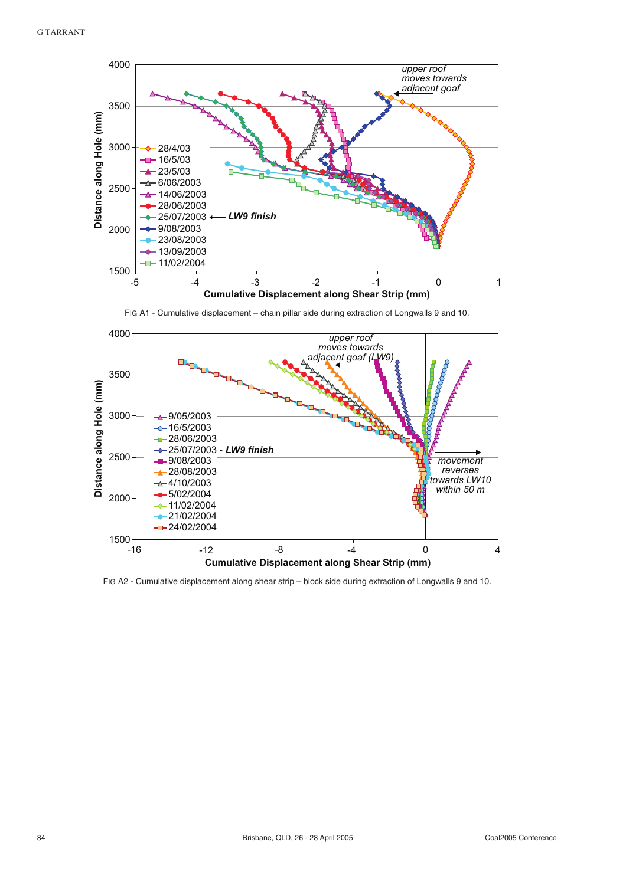FIG A1 - Cumulative displacement – chain pillar side during extraction of Longwalls 9 and 10.

FIG A2 - Cumulative displacement along shear strip – block side during extraction of Longwalls 9 and 10.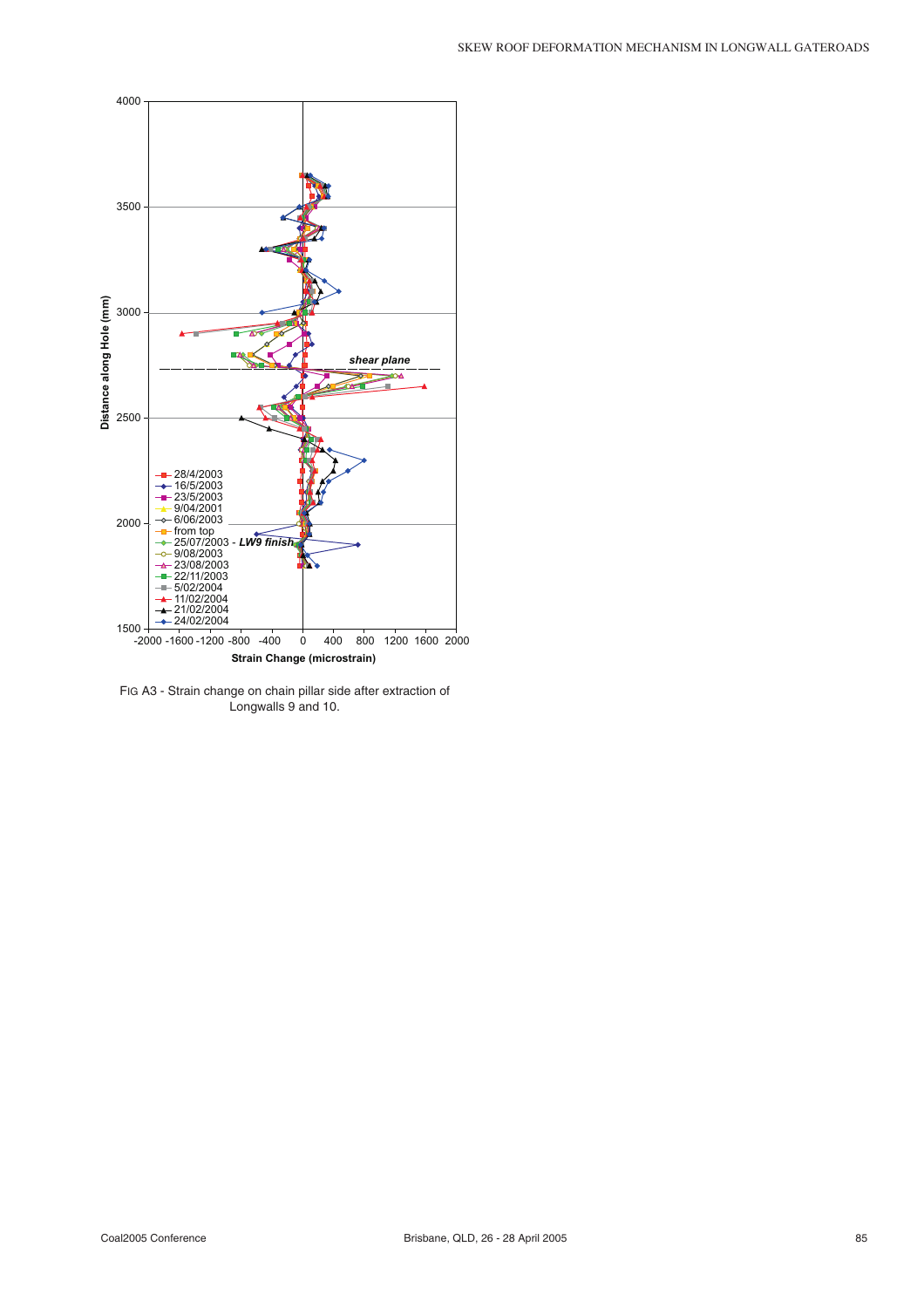4000

3500

3000

2500

2000

1500

Distance along Hole (mm)

-2000 -1600 -1200 -800 -400 0 400 800 1200 1600 2000

Strain Change (microstrain)

*shear plane*

28/4/2003
16/5/2003
23/5/2003
9/04/2001
6/06/2003
from top
25/07/2003 - *LW9 finish*
9/08/2003
23/08/2003
22/11/2003
5/02/2004
11/02/2004
21/02/2004
24/02/2004

FIG A3 - Strain change on chain pillar side after extraction of Longwalls 9 and 10.